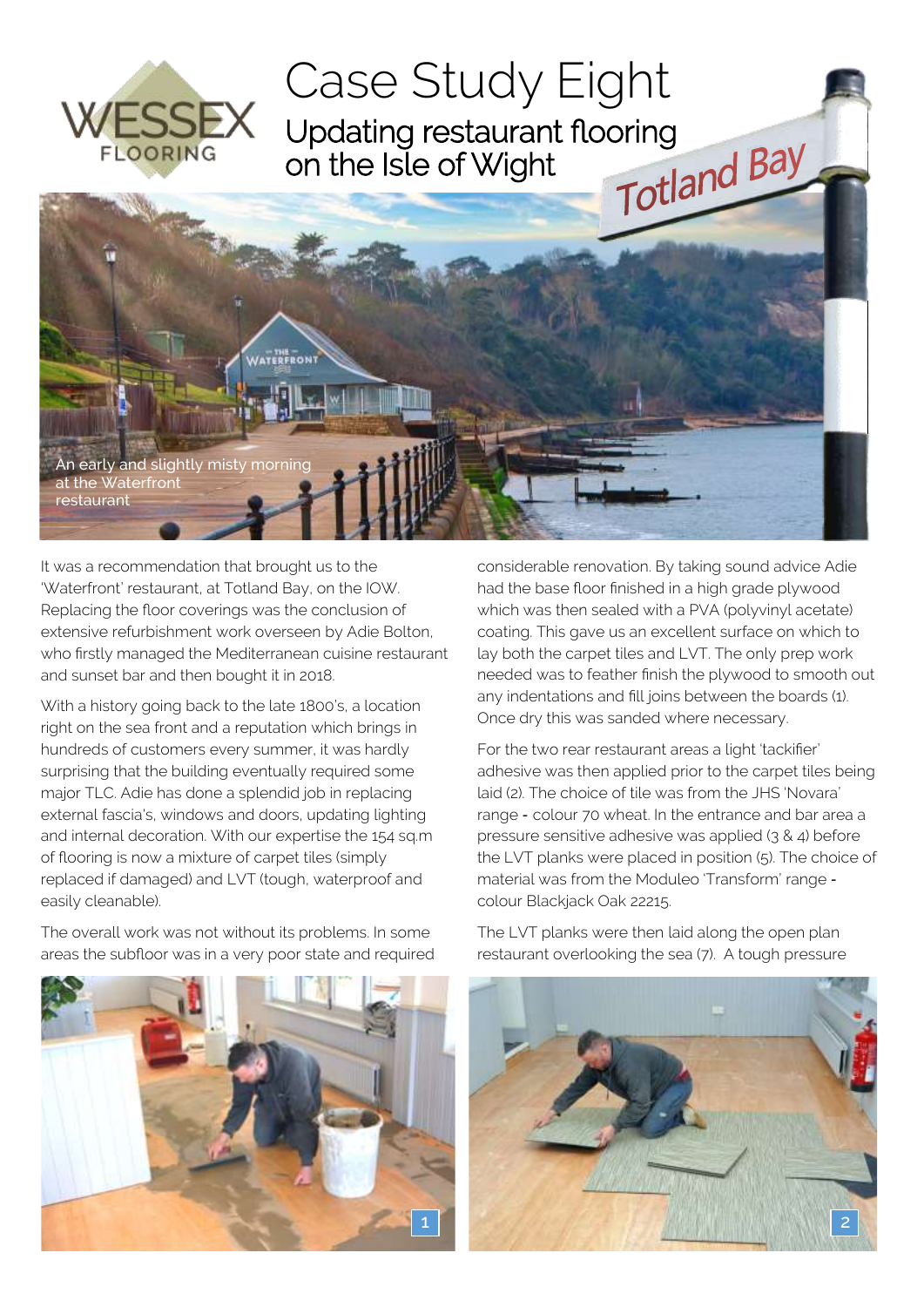# Case Study Eight

## Updating restaurant flooring on the Isle of Wight

An early and slightly misty morning at the Waterfront restaurant

It was a recommendation that brought us to the 'Waterfront' restaurant, at Totland Bay, on the IOW. Replacing the floor coverings was the conclusion of extensive refurbishment work overseen by Adie Bolton, who firstly managed the Mediterranean cuisine restaurant and sunset bar and then bought it in 2018.

With a history going back to the late 1800's, a location right on the sea front and a reputation which brings in hundreds of customers every summer, it was hardly surprising that the building eventually required some major TLC. Adie has done a splendid job in replacing external fascia's, windows and doors, updating lighting and internal decoration. With our expertise the 154 sq.m of flooring is now a mixture of carpet tiles (simply replaced if damaged) and LVT (tough, waterproof and easily cleanable).

The overall work was not without its problems. In some areas the subfloor was in a very poor state and required considerable renovation. By taking sound advice Adie had the base floor finished in a high grade plywood which was then sealed with a PVA (polyvinyl acetate) coating. This gave us an excellent surface on which to lay both the carpet tiles and LVT. The only prep work needed was to feather finish the plywood to smooth out any indentations and fill joins between the boards (1). Once dry this was sanded where necessary.

For the two rear restaurant areas a light 'tackifier' adhesive was then applied prior to the carpet tiles being laid (2). The choice of tile was from the JHS 'Novara' range - colour 70 wheat. In the entrance and bar area a pressure sensitive adhesive was applied (3 & 4) before the LVT planks were placed in position (5). The choice of material was from the Moduleo 'Transform' range - colour Blackjack Oak 22215.

The LVT planks were then laid along the open plan restaurant overlooking the sea (7). A tough pressure

1

2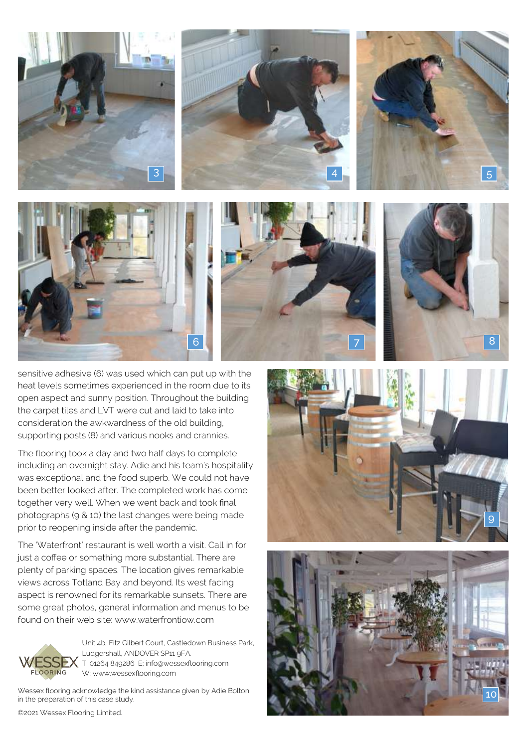sensitive adhesive (6) was used which can put up with the heat levels sometimes experienced in the room due to its open aspect and sunny position. Throughout the building the carpet tiles and LVT were cut and laid to take into consideration the awkwardness of the old building, supporting posts (8) and various nooks and crannies.

The flooring took a day and two half days to complete including an overnight stay. Adie and his team's hospitality was exceptional and the food superb. We could not have been better looked after. The completed work has come together very well. When we went back and took final photographs (9 & 10) the last changes were being made prior to reopening inside after the pandemic.

The 'Waterfront' restaurant is well worth a visit. Call in for just a coffee or something more substantial. There are plenty of parking spaces. The location gives remarkable views across Totland Bay and beyond. Its west facing aspect is renowned for its remarkable sunsets. There are some great photos, general information and menus to be found on their web site: www.waterfrontiow.com

WESSEX FLOORING

Unit 4b, Fitz Gilbert Court, Castledown Business Park, Ludgershall, ANDOVER SP11 9FA.
T: 01264 849286 E: info@wessexflooring.com
W: www.wessexflooring.com

Wessex flooring acknowledge the kind assistance given by Adie Bolton in the preparation of this case study.

©2021 Wessex Flooring Limited.